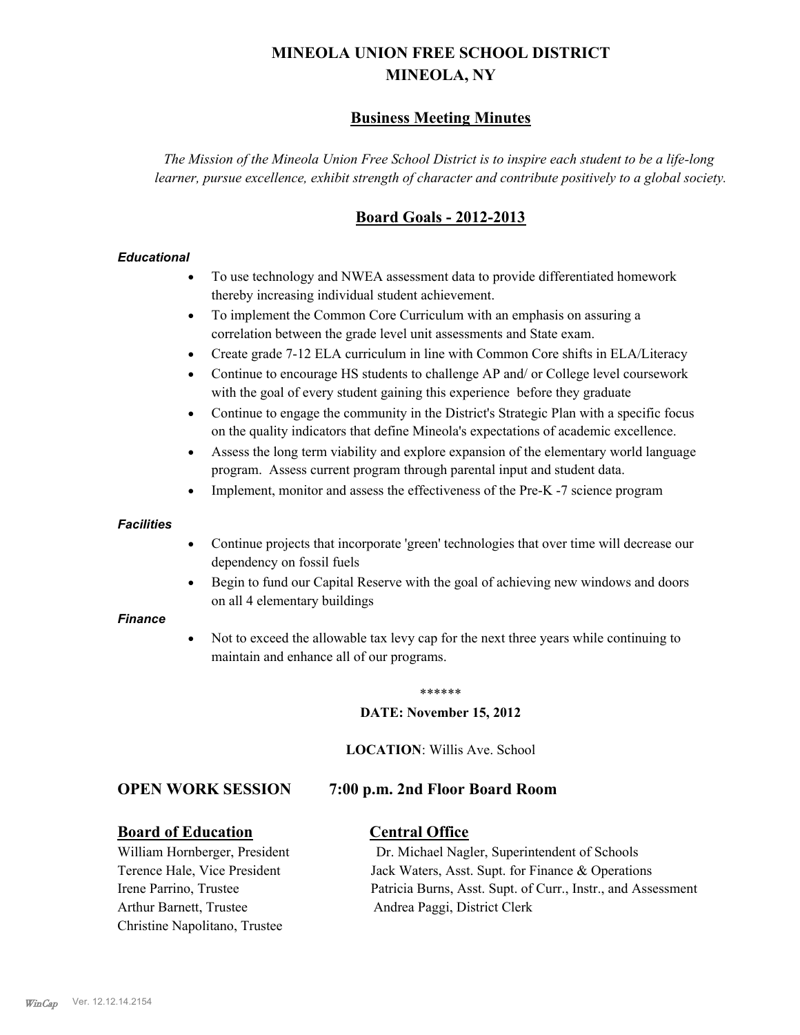# MINEOLA UNION FREE SCHOOL DISTRICT
# MINEOLA, NY

## Business Meeting Minutes

*The Mission of the Mineola Union Free School District is to inspire each student to be a life-long learner, pursue excellence, exhibit strength of character and contribute positively to a global society.*

## Board Goals - 2012-2013

***Educational***

- To use technology and NWEA assessment data to provide differentiated homework thereby increasing individual student achievement.
- To implement the Common Core Curriculum with an emphasis on assuring a correlation between the grade level unit assessments and State exam.
- Create grade 7-12 ELA curriculum in line with Common Core shifts in ELA/Literacy
- Continue to encourage HS students to challenge AP and/ or College level coursework with the goal of every student gaining this experience before they graduate
- Continue to engage the community in the District's Strategic Plan with a specific focus on the quality indicators that define Mineola's expectations of academic excellence.
- Assess the long term viability and explore expansion of the elementary world language program. Assess current program through parental input and student data.
- Implement, monitor and assess the effectiveness of the Pre-K -7 science program

***Facilities***

- Continue projects that incorporate 'green' technologies that over time will decrease our dependency on fossil fuels
- Begin to fund our Capital Reserve with the goal of achieving new windows and doors on all 4 elementary buildings

***Finance***

- Not to exceed the allowable tax levy cap for the next three years while continuing to maintain and enhance all of our programs.

******

**DATE: November 15, 2012**

**LOCATION**: Willis Ave. School

### OPEN WORK SESSION 7:00 p.m. 2nd Floor Board Room

**Board of Education**

William Hornberger, President
Terence Hale, Vice President
Irene Parrino, Trustee
Arthur Barnett, Trustee
Christine Napolitano, Trustee

**Central Office**

Dr. Michael Nagler, Superintendent of Schools
Jack Waters, Asst. Supt. for Finance & Operations
Patricia Burns, Asst. Supt. of Curr., Instr., and Assessment
Andrea Paggi, District Clerk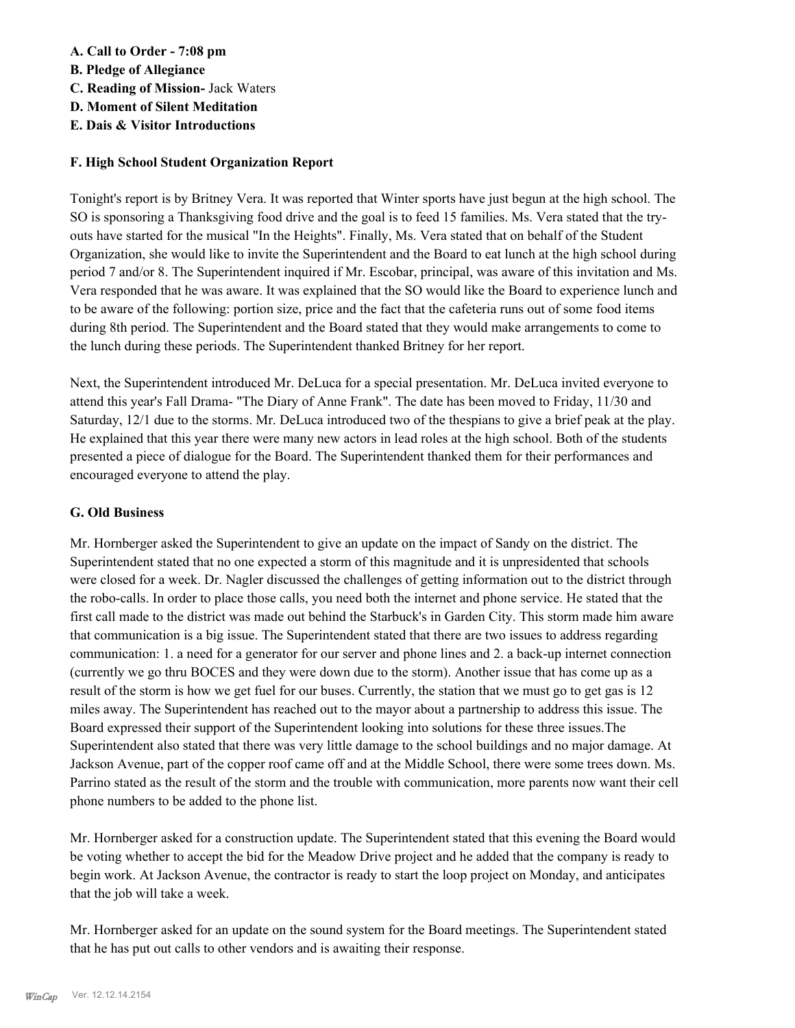**A. Call to Order - 7:08 pm**
**B. Pledge of Allegiance**
**C. Reading of Mission-** Jack Waters
**D. Moment of Silent Meditation**
**E. Dais & Visitor Introductions**

**F. High School Student Organization Report**

Tonight's report is by Britney Vera. It was reported that Winter sports have just begun at the high school. The SO is sponsoring a Thanksgiving food drive and the goal is to feed 15 families. Ms. Vera stated that the try-outs have started for the musical "In the Heights". Finally, Ms. Vera stated that on behalf of the Student Organization, she would like to invite the Superintendent and the Board to eat lunch at the high school during period 7 and/or 8. The Superintendent inquired if Mr. Escobar, principal, was aware of this invitation and Ms. Vera responded that he was aware. It was explained that the SO would like the Board to experience lunch and to be aware of the following: portion size, price and the fact that the cafeteria runs out of some food items during 8th period. The Superintendent and the Board stated that they would make arrangements to come to the lunch during these periods. The Superintendent thanked Britney for her report.

Next, the Superintendent introduced Mr. DeLuca for a special presentation. Mr. DeLuca invited everyone to attend this year's Fall Drama- "The Diary of Anne Frank". The date has been moved to Friday, 11/30 and Saturday, 12/1 due to the storms. Mr. DeLuca introduced two of the thespians to give a brief peak at the play. He explained that this year there were many new actors in lead roles at the high school. Both of the students presented a piece of dialogue for the Board. The Superintendent thanked them for their performances and encouraged everyone to attend the play.

**G. Old Business**

Mr. Hornberger asked the Superintendent to give an update on the impact of Sandy on the district. The Superintendent stated that no one expected a storm of this magnitude and it is unpresidented that schools were closed for a week. Dr. Nagler discussed the challenges of getting information out to the district through the robo-calls. In order to place those calls, you need both the internet and phone service. He stated that the first call made to the district was made out behind the Starbuck's in Garden City. This storm made him aware that communication is a big issue. The Superintendent stated that there are two issues to address regarding communication: 1. a need for a generator for our server and phone lines and 2. a back-up internet connection (currently we go thru BOCES and they were down due to the storm). Another issue that has come up as a result of the storm is how we get fuel for our buses. Currently, the station that we must go to get gas is 12 miles away. The Superintendent has reached out to the mayor about a partnership to address this issue. The Board expressed their support of the Superintendent looking into solutions for these three issues.The Superintendent also stated that there was very little damage to the school buildings and no major damage. At Jackson Avenue, part of the copper roof came off and at the Middle School, there were some trees down. Ms. Parrino stated as the result of the storm and the trouble with communication, more parents now want their cell phone numbers to be added to the phone list.

Mr. Hornberger asked for a construction update. The Superintendent stated that this evening the Board would be voting whether to accept the bid for the Meadow Drive project and he added that the company is ready to begin work. At Jackson Avenue, the contractor is ready to start the loop project on Monday, and anticipates that the job will take a week.

Mr. Hornberger asked for an update on the sound system for the Board meetings. The Superintendent stated that he has put out calls to other vendors and is awaiting their response.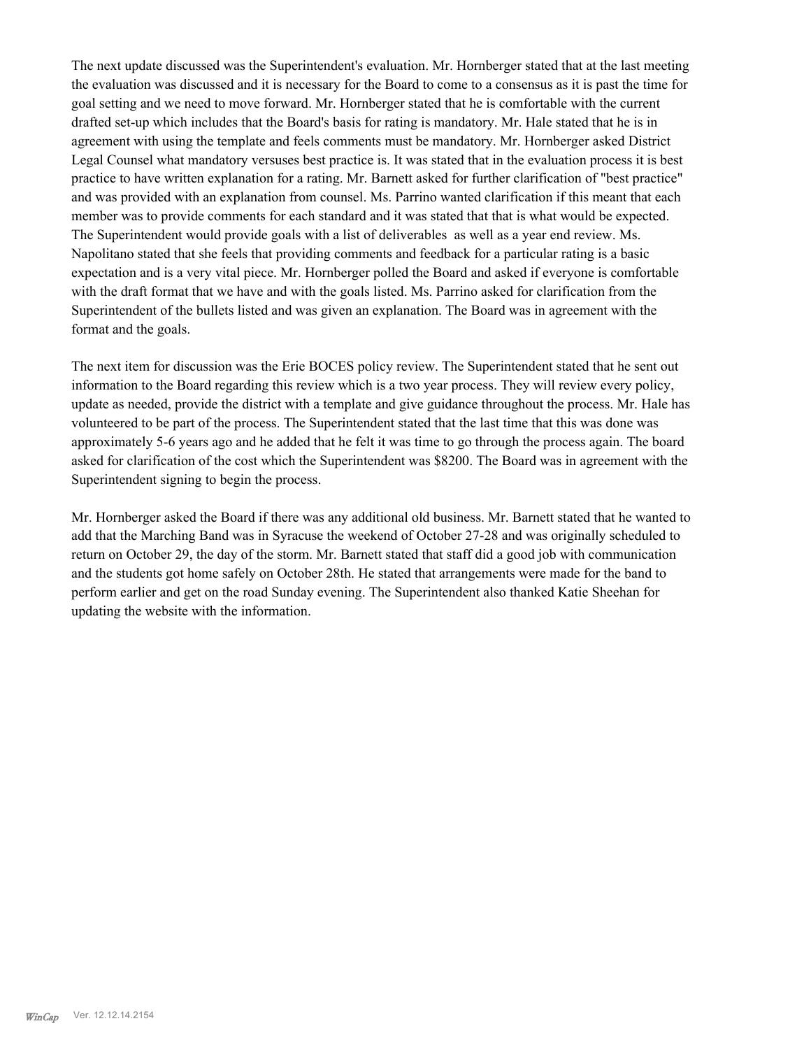The next update discussed was the Superintendent's evaluation. Mr. Hornberger stated that at the last meeting the evaluation was discussed and it is necessary for the Board to come to a consensus as it is past the time for goal setting and we need to move forward. Mr. Hornberger stated that he is comfortable with the current drafted set-up which includes that the Board's basis for rating is mandatory. Mr. Hale stated that he is in agreement with using the template and feels comments must be mandatory. Mr. Hornberger asked District Legal Counsel what mandatory versuses best practice is. It was stated that in the evaluation process it is best practice to have written explanation for a rating. Mr. Barnett asked for further clarification of "best practice" and was provided with an explanation from counsel. Ms. Parrino wanted clarification if this meant that each member was to provide comments for each standard and it was stated that that is what would be expected. The Superintendent would provide goals with a list of deliverables as well as a year end review. Ms. Napolitano stated that she feels that providing comments and feedback for a particular rating is a basic expectation and is a very vital piece. Mr. Hornberger polled the Board and asked if everyone is comfortable with the draft format that we have and with the goals listed. Ms. Parrino asked for clarification from the Superintendent of the bullets listed and was given an explanation. The Board was in agreement with the format and the goals.

The next item for discussion was the Erie BOCES policy review. The Superintendent stated that he sent out information to the Board regarding this review which is a two year process. They will review every policy, update as needed, provide the district with a template and give guidance throughout the process. Mr. Hale has volunteered to be part of the process. The Superintendent stated that the last time that this was done was approximately 5-6 years ago and he added that he felt it was time to go through the process again. The board asked for clarification of the cost which the Superintendent was $8200. The Board was in agreement with the Superintendent signing to begin the process.

Mr. Hornberger asked the Board if there was any additional old business. Mr. Barnett stated that he wanted to add that the Marching Band was in Syracuse the weekend of October 27-28 and was originally scheduled to return on October 29, the day of the storm. Mr. Barnett stated that staff did a good job with communication and the students got home safely on October 28th. He stated that arrangements were made for the band to perform earlier and get on the road Sunday evening. The Superintendent also thanked Katie Sheehan for updating the website with the information.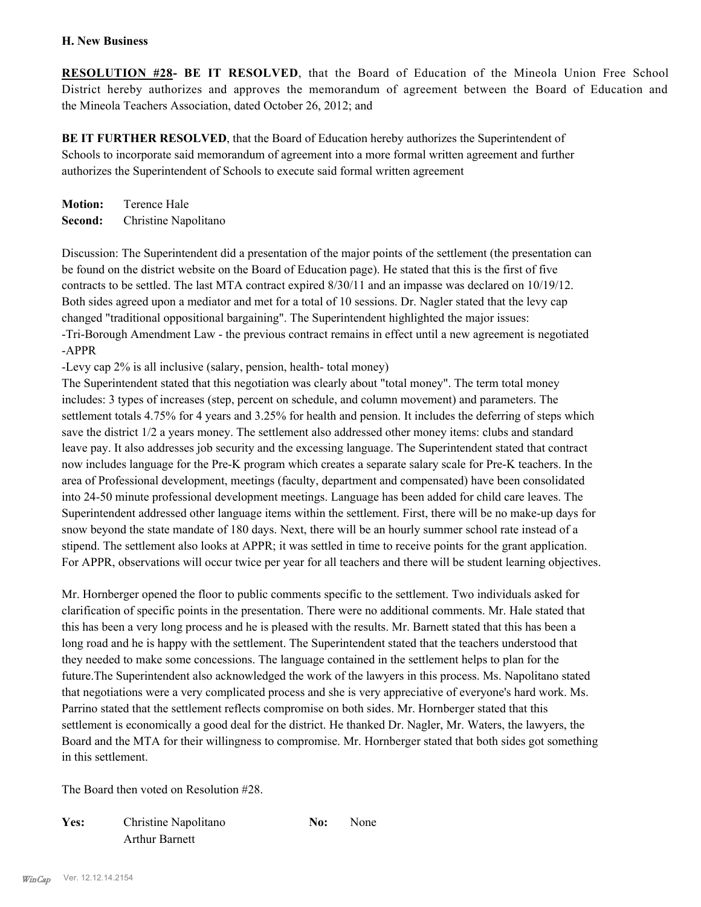**H. New Business**

**RESOLUTION #28- BE IT RESOLVED**, that the Board of Education of the Mineola Union Free School District hereby authorizes and approves the memorandum of agreement between the Board of Education and the Mineola Teachers Association, dated October 26, 2012; and

**BE IT FURTHER RESOLVED**, that the Board of Education hereby authorizes the Superintendent of Schools to incorporate said memorandum of agreement into a more formal written agreement and further authorizes the Superintendent of Schools to execute said formal written agreement

**Motion:** Terence Hale
**Second:** Christine Napolitano

Discussion: The Superintendent did a presentation of the major points of the settlement (the presentation can be found on the district website on the Board of Education page). He stated that this is the first of five contracts to be settled. The last MTA contract expired 8/30/11 and an impasse was declared on 10/19/12. Both sides agreed upon a mediator and met for a total of 10 sessions. Dr. Nagler stated that the levy cap changed "traditional oppositional bargaining". The Superintendent highlighted the major issues:
-Tri-Borough Amendment Law - the previous contract remains in effect until a new agreement is negotiated
-APPR
-Levy cap 2% is all inclusive (salary, pension, health- total money)
The Superintendent stated that this negotiation was clearly about "total money". The term total money includes: 3 types of increases (step, percent on schedule, and column movement) and parameters. The settlement totals 4.75% for 4 years and 3.25% for health and pension. It includes the deferring of steps which save the district 1/2 a years money. The settlement also addressed other money items: clubs and standard leave pay. It also addresses job security and the excessing language. The Superintendent stated that contract now includes language for the Pre-K program which creates a separate salary scale for Pre-K teachers. In the area of Professional development, meetings (faculty, department and compensated) have been consolidated into 24-50 minute professional development meetings. Language has been added for child care leaves. The Superintendent addressed other language items within the settlement. First, there will be no make-up days for snow beyond the state mandate of 180 days. Next, there will be an hourly summer school rate instead of a stipend. The settlement also looks at APPR; it was settled in time to receive points for the grant application. For APPR, observations will occur twice per year for all teachers and there will be student learning objectives.

Mr. Hornberger opened the floor to public comments specific to the settlement. Two individuals asked for clarification of specific points in the presentation. There were no additional comments. Mr. Hale stated that this has been a very long process and he is pleased with the results. Mr. Barnett stated that this has been a long road and he is happy with the settlement. The Superintendent stated that the teachers understood that they needed to make some concessions. The language contained in the settlement helps to plan for the future.The Superintendent also acknowledged the work of the lawyers in this process. Ms. Napolitano stated that negotiations were a very complicated process and she is very appreciative of everyone's hard work. Ms. Parrino stated that the settlement reflects compromise on both sides. Mr. Hornberger stated that this settlement is economically a good deal for the district. He thanked Dr. Nagler, Mr. Waters, the lawyers, the Board and the MTA for their willingness to compromise. Mr. Hornberger stated that both sides got something in this settlement.

The Board then voted on Resolution #28.

| **Yes:** | Christine Napolitano | **No:** | None |
|---|---|---|---|
| | Arthur Barnett | | |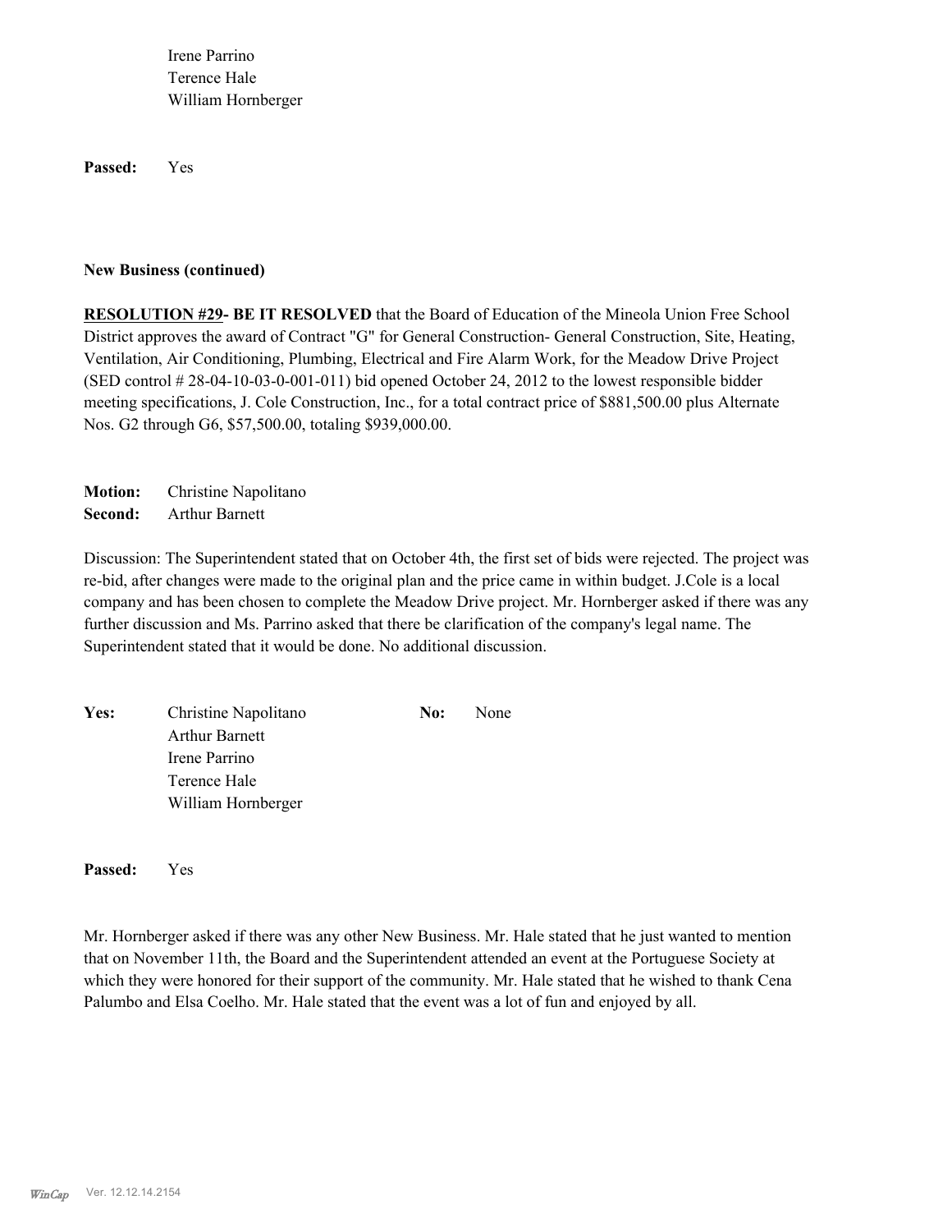Irene Parrino
Terence Hale
William Hornberger

**Passed:** Yes

**New Business (continued)**

**RESOLUTION #29- BE IT RESOLVED** that the Board of Education of the Mineola Union Free School District approves the award of Contract "G" for General Construction- General Construction, Site, Heating, Ventilation, Air Conditioning, Plumbing, Electrical and Fire Alarm Work, for the Meadow Drive Project (SED control # 28-04-10-03-0-001-011) bid opened October 24, 2012 to the lowest responsible bidder meeting specifications, J. Cole Construction, Inc., for a total contract price of $881,500.00 plus Alternate Nos. G2 through G6, $57,500.00, totaling $939,000.00.

**Motion:** Christine Napolitano
**Second:** Arthur Barnett

Discussion: The Superintendent stated that on October 4th, the first set of bids were rejected. The project was re-bid, after changes were made to the original plan and the price came in within budget. J.Cole is a local company and has been chosen to complete the Meadow Drive project. Mr. Hornberger asked if there was any further discussion and Ms. Parrino asked that there be clarification of the company's legal name. The Superintendent stated that it would be done. No additional discussion.

**Yes:** Christine Napolitano
Arthur Barnett
Irene Parrino
Terence Hale
William Hornberger

**No:** None

**Passed:** Yes

Mr. Hornberger asked if there was any other New Business. Mr. Hale stated that he just wanted to mention that on November 11th, the Board and the Superintendent attended an event at the Portuguese Society at which they were honored for their support of the community. Mr. Hale stated that he wished to thank Cena Palumbo and Elsa Coelho. Mr. Hale stated that the event was a lot of fun and enjoyed by all.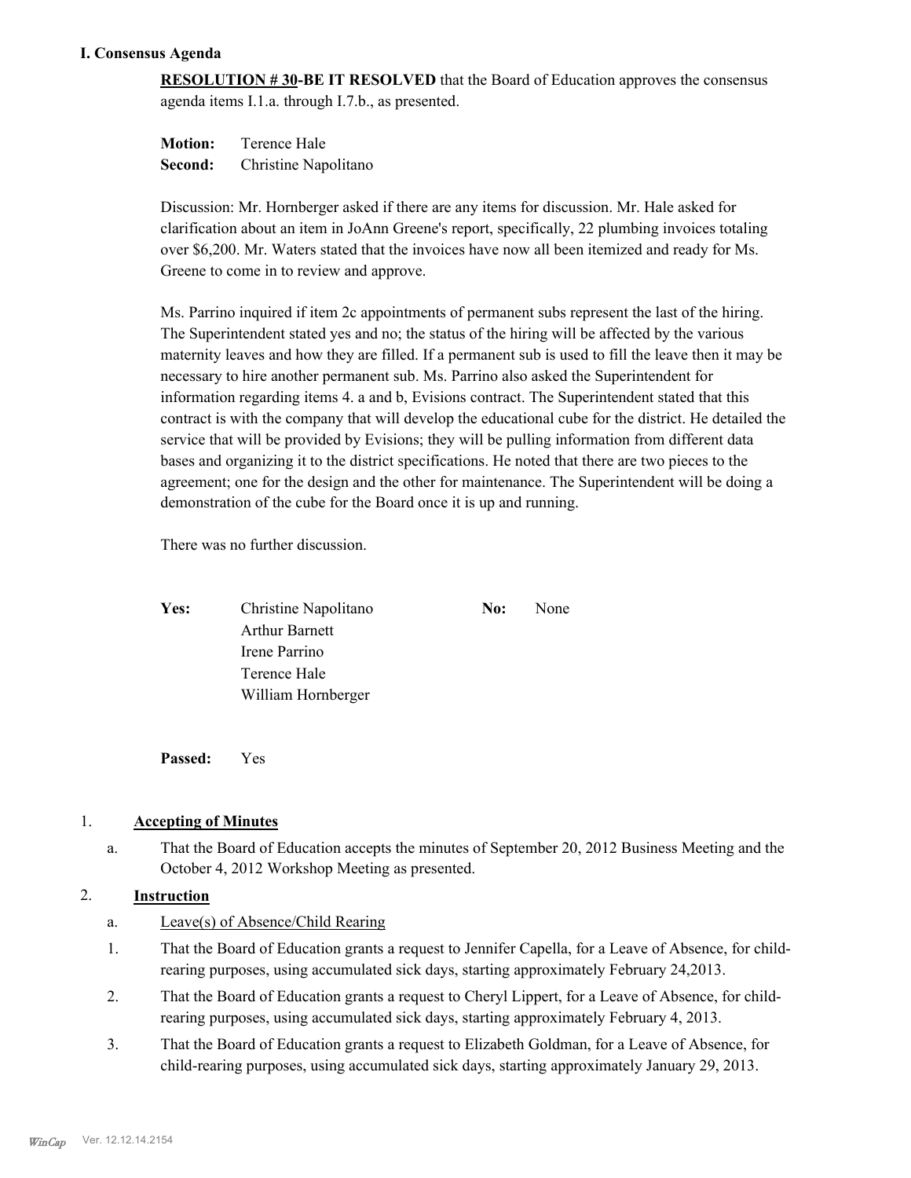### I. Consensus Agenda

**RESOLUTION # 30-BE IT RESOLVED** that the Board of Education approves the consensus agenda items I.1.a. through I.7.b., as presented.

**Motion:** Terence Hale
**Second:** Christine Napolitano

Discussion: Mr. Hornberger asked if there are any items for discussion. Mr. Hale asked for clarification about an item in JoAnn Greene's report, specifically, 22 plumbing invoices totaling over $6,200. Mr. Waters stated that the invoices have now all been itemized and ready for Ms. Greene to come in to review and approve.

Ms. Parrino inquired if item 2c appointments of permanent subs represent the last of the hiring. The Superintendent stated yes and no; the status of the hiring will be affected by the various maternity leaves and how they are filled. If a permanent sub is used to fill the leave then it may be necessary to hire another permanent sub. Ms. Parrino also asked the Superintendent for information regarding items 4. a and b, Evisions contract. The Superintendent stated that this contract is with the company that will develop the educational cube for the district. He detailed the service that will be provided by Evisions; they will be pulling information from different data bases and organizing it to the district specifications. He noted that there are two pieces to the agreement; one for the design and the other for maintenance. The Superintendent will be doing a demonstration of the cube for the Board once it is up and running.

There was no further discussion.

**Yes:** Christine Napolitano, Arthur Barnett, Irene Parrino, Terence Hale, William Hornberger

**No:** None

**Passed:** Yes

1. **Accepting of Minutes**
   a. That the Board of Education accepts the minutes of September 20, 2012 Business Meeting and the October 4, 2012 Workshop Meeting as presented.

2. **Instruction**
   a. Leave(s) of Absence/Child Rearing
      1. That the Board of Education grants a request to Jennifer Capella, for a Leave of Absence, for child-rearing purposes, using accumulated sick days, starting approximately February 24,2013.
      2. That the Board of Education grants a request to Cheryl Lippert, for a Leave of Absence, for child-rearing purposes, using accumulated sick days, starting approximately February 4, 2013.
      3. That the Board of Education grants a request to Elizabeth Goldman, for a Leave of Absence, for child-rearing purposes, using accumulated sick days, starting approximately January 29, 2013.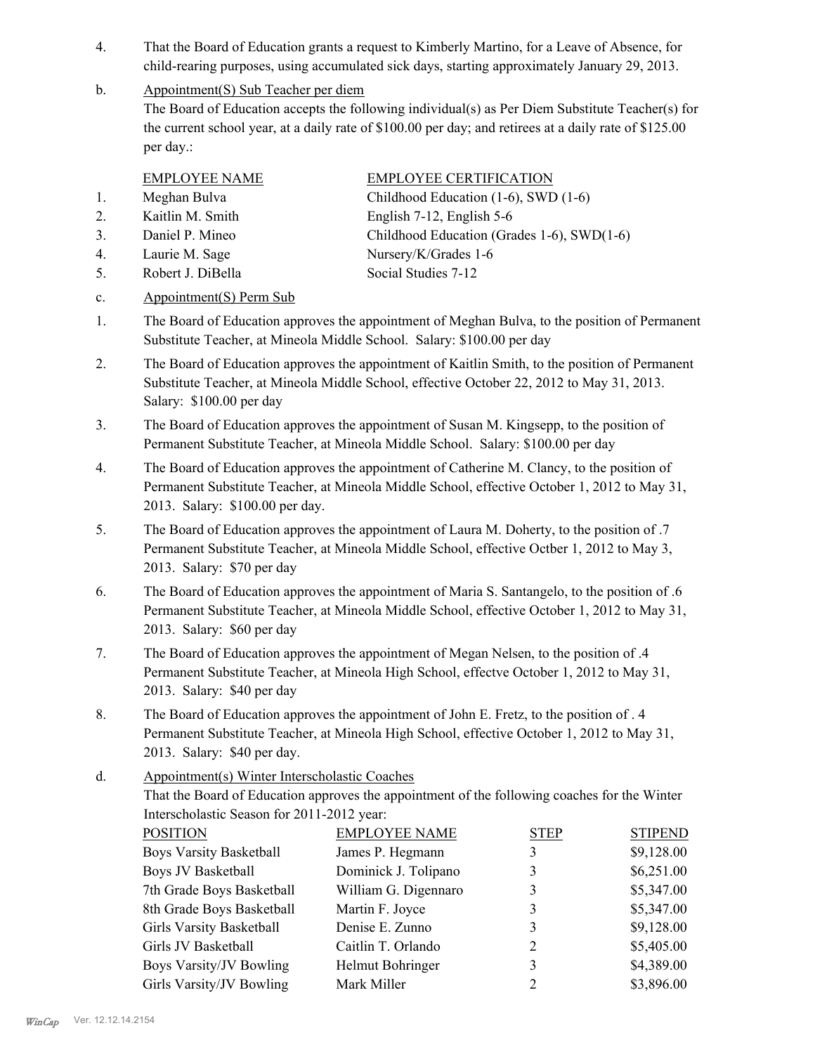4. That the Board of Education grants a request to Kimberly Martino, for a Leave of Absence, for child-rearing purposes, using accumulated sick days, starting approximately January 29, 2013.

b. Appointment(S) Sub Teacher per diem

The Board of Education accepts the following individual(s) as Per Diem Substitute Teacher(s) for the current school year, at a daily rate of $100.00 per day; and retirees at a daily rate of $125.00 per day.:

| | EMPLOYEE NAME | EMPLOYEE CERTIFICATION |
|---|---|---|
| 1. | Meghan Bulva | Childhood Education (1-6), SWD (1-6) |
| 2. | Kaitlin M. Smith | English 7-12, English 5-6 |
| 3. | Daniel P. Mineo | Childhood Education (Grades 1-6), SWD(1-6) |
| 4. | Laurie M. Sage | Nursery/K/Grades 1-6 |
| 5. | Robert J. DiBella | Social Studies 7-12 |

c. Appointment(S) Perm Sub

1. The Board of Education approves the appointment of Meghan Bulva, to the position of Permanent Substitute Teacher, at Mineola Middle School. Salary: $100.00 per day
2. The Board of Education approves the appointment of Kaitlin Smith, to the position of Permanent Substitute Teacher, at Mineola Middle School, effective October 22, 2012 to May 31, 2013. Salary: $100.00 per day
3. The Board of Education approves the appointment of Susan M. Kingsepp, to the position of Permanent Substitute Teacher, at Mineola Middle School. Salary: $100.00 per day
4. The Board of Education approves the appointment of Catherine M. Clancy, to the position of Permanent Substitute Teacher, at Mineola Middle School, effective October 1, 2012 to May 31, 2013. Salary: $100.00 per day.
5. The Board of Education approves the appointment of Laura M. Doherty, to the position of .7 Permanent Substitute Teacher, at Mineola Middle School, effective Octber 1, 2012 to May 3, 2013. Salary: $70 per day
6. The Board of Education approves the appointment of Maria S. Santangelo, to the position of .6 Permanent Substitute Teacher, at Mineola Middle School, effective October 1, 2012 to May 31, 2013. Salary: $60 per day
7. The Board of Education approves the appointment of Megan Nelsen, to the position of .4 Permanent Substitute Teacher, at Mineola High School, effectve October 1, 2012 to May 31, 2013. Salary: $40 per day
8. The Board of Education approves the appointment of John E. Fretz, to the position of . 4 Permanent Substitute Teacher, at Mineola High School, effective October 1, 2012 to May 31, 2013. Salary: $40 per day.

d. Appointment(s) Winter Interscholastic Coaches

That the Board of Education approves the appointment of the following coaches for the Winter Interscholastic Season for 2011-2012 year:

| POSITION | EMPLOYEE NAME | STEP | STIPEND |
|---|---|---|---|
| Boys Varsity Basketball | James P. Hegmann | 3 | $9,128.00 |
| Boys JV Basketball | Dominick J. Tolipano | 3 | $6,251.00 |
| 7th Grade Boys Basketball | William G. Digennaro | 3 | $5,347.00 |
| 8th Grade Boys Basketball | Martin F. Joyce | 3 | $5,347.00 |
| Girls Varsity Basketball | Denise E. Zunno | 3 | $9,128.00 |
| Girls JV Basketball | Caitlin T. Orlando | 2 | $5,405.00 |
| Boys Varsity/JV Bowling | Helmut Bohringer | 3 | $4,389.00 |
| Girls Varsity/JV Bowling | Mark Miller | 2 | $3,896.00 |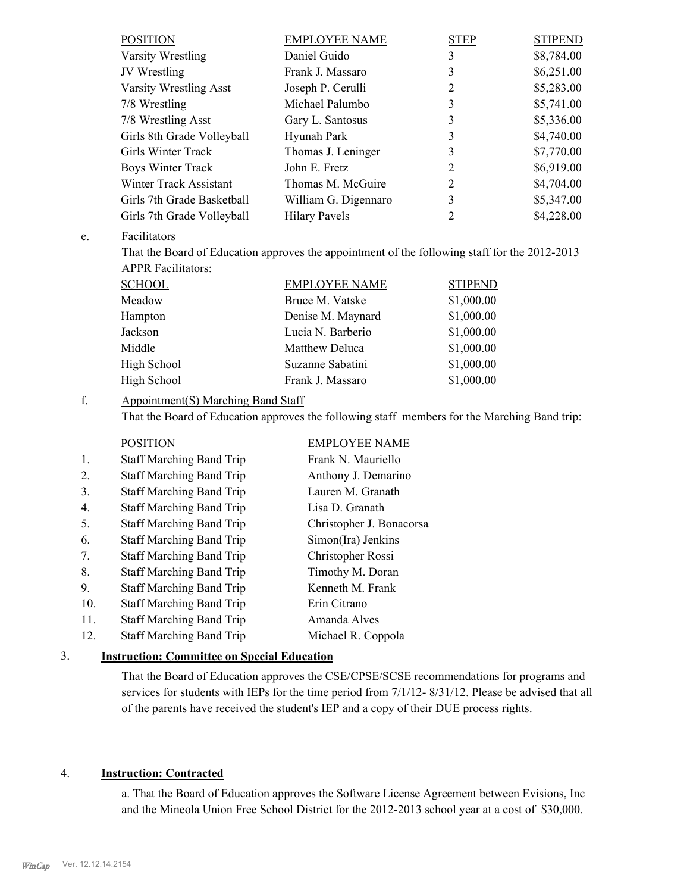| POSITION | EMPLOYEE NAME | STEP | STIPEND |
|---|---|---|---|
| Varsity Wrestling | Daniel Guido | 3 | $8,784.00 |
| JV Wrestling | Frank J. Massaro | 3 | $6,251.00 |
| Varsity Wrestling Asst | Joseph P. Cerulli | 2 | $5,283.00 |
| 7/8 Wrestling | Michael Palumbo | 3 | $5,741.00 |
| 7/8 Wrestling Asst | Gary L. Santosus | 3 | $5,336.00 |
| Girls 8th Grade Volleyball | Hyunah Park | 3 | $4,740.00 |
| Girls Winter Track | Thomas J. Leninger | 3 | $7,770.00 |
| Boys Winter Track | John E. Fretz | 2 | $6,919.00 |
| Winter Track Assistant | Thomas M. McGuire | 2 | $4,704.00 |
| Girls 7th Grade Basketball | William G. Digennaro | 3 | $5,347.00 |
| Girls 7th Grade Volleyball | Hilary Pavels | 2 | $4,228.00 |

e. Facilitators

That the Board of Education approves the appointment of the following staff for the 2012-2013 APPR Facilitators:

| SCHOOL | EMPLOYEE NAME | STIPEND |
|---|---|---|
| Meadow | Bruce M. Vatske | $1,000.00 |
| Hampton | Denise M. Maynard | $1,000.00 |
| Jackson | Lucia N. Barberio | $1,000.00 |
| Middle | Matthew Deluca | $1,000.00 |
| High School | Suzanne Sabatini | $1,000.00 |
| High School | Frank J. Massaro | $1,000.00 |

f. Appointment(S) Marching Band Staff

That the Board of Education approves the following staff members for the Marching Band trip:

| | POSITION | EMPLOYEE NAME |
|---|---|---|
| 1. | Staff Marching Band Trip | Frank N. Mauriello |
| 2. | Staff Marching Band Trip | Anthony J. Demarino |
| 3. | Staff Marching Band Trip | Lauren M. Granath |
| 4. | Staff Marching Band Trip | Lisa D. Granath |
| 5. | Staff Marching Band Trip | Christopher J. Bonacorsa |
| 6. | Staff Marching Band Trip | Simon(Ira) Jenkins |
| 7. | Staff Marching Band Trip | Christopher Rossi |
| 8. | Staff Marching Band Trip | Timothy M. Doran |
| 9. | Staff Marching Band Trip | Kenneth M. Frank |
| 10. | Staff Marching Band Trip | Erin Citrano |
| 11. | Staff Marching Band Trip | Amanda Alves |
| 12. | Staff Marching Band Trip | Michael R. Coppola |

3. **Instruction: Committee on Special Education**

That the Board of Education approves the CSE/CPSE/SCSE recommendations for programs and services for students with IEPs for the time period from 7/1/12- 8/31/12. Please be advised that all of the parents have received the student's IEP and a copy of their DUE process rights.

4. **Instruction: Contracted**

a. That the Board of Education approves the Software License Agreement between Evisions, Inc and the Mineola Union Free School District for the 2012-2013 school year at a cost of $30,000.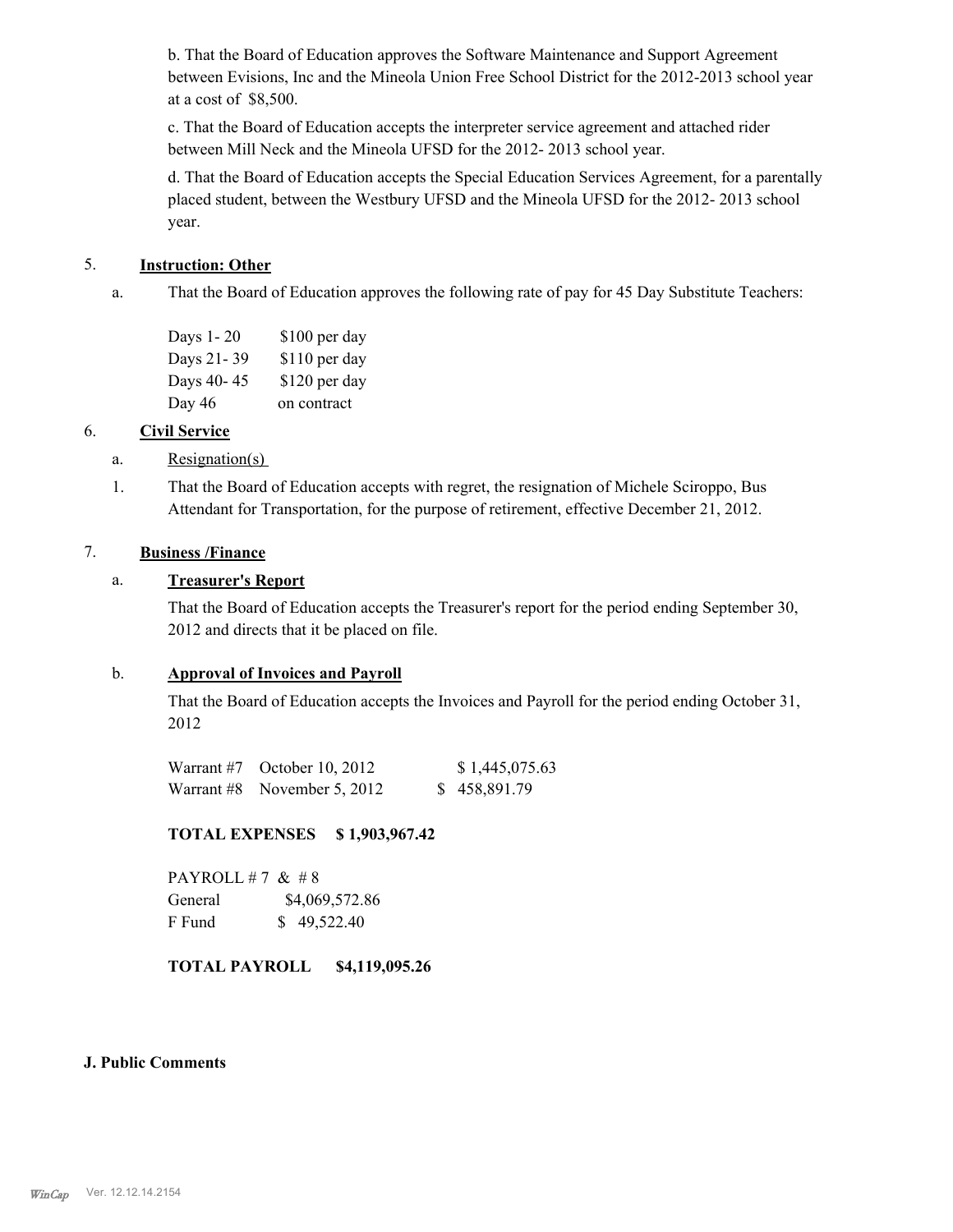b. That the Board of Education approves the Software Maintenance and Support Agreement between Evisions, Inc and the Mineola Union Free School District for the 2012-2013 school year at a cost of $8,500.

c. That the Board of Education accepts the interpreter service agreement and attached rider between Mill Neck and the Mineola UFSD for the 2012- 2013 school year.

d. That the Board of Education accepts the Special Education Services Agreement, for a parentally placed student, between the Westbury UFSD and the Mineola UFSD for the 2012- 2013 school year.

5. **Instruction: Other**

a. That the Board of Education approves the following rate of pay for 45 Day Substitute Teachers:

| | |
|---|---|
| Days 1- 20 | $100 per day |
| Days 21- 39 | $110 per day |
| Days 40- 45 | $120 per day |
| Day 46 | on contract |

6. **Civil Service**

a. Resignation(s)

1. That the Board of Education accepts with regret, the resignation of Michele Sciroppo, Bus Attendant for Transportation, for the purpose of retirement, effective December 21, 2012.

7. **Business /Finance**

a. **Treasurer's Report**

That the Board of Education accepts the Treasurer's report for the period ending September 30, 2012 and directs that it be placed on file.

b. **Approval of Invoices and Payroll**

That the Board of Education accepts the Invoices and Payroll for the period ending October 31, 2012

| | | |
|---|---|---|
| Warrant #7 | October 10, 2012 | $ 1,445,075.63 |
| Warrant #8 | November 5, 2012 | $ 458,891.79 |

**TOTAL EXPENSES $ 1,903,967.42**

PAYROLL # 7 & # 8

| | |
|---|---|
| General | $4,069,572.86 |
| F Fund | $ 49,522.40 |

**TOTAL PAYROLL $4,119,095.26**

**J. Public Comments**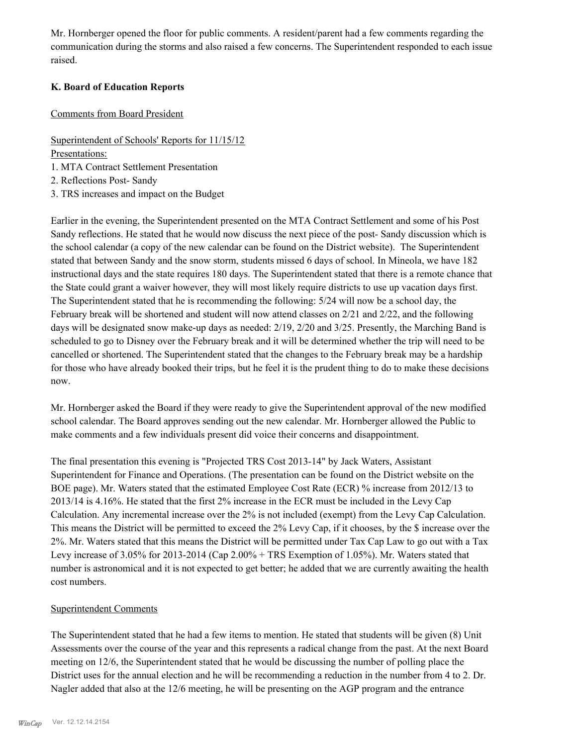Mr. Hornberger opened the floor for public comments. A resident/parent had a few comments regarding the communication during the storms and also raised a few concerns. The Superintendent responded to each issue raised.

**K. Board of Education Reports**

Comments from Board President

Superintendent of Schools' Reports for 11/15/12
Presentations:
1. MTA Contract Settlement Presentation
2. Reflections Post- Sandy
3. TRS increases and impact on the Budget

Earlier in the evening, the Superintendent presented on the MTA Contract Settlement and some of his Post Sandy reflections. He stated that he would now discuss the next piece of the post- Sandy discussion which is the school calendar (a copy of the new calendar can be found on the District website). The Superintendent stated that between Sandy and the snow storm, students missed 6 days of school. In Mineola, we have 182 instructional days and the state requires 180 days. The Superintendent stated that there is a remote chance that the State could grant a waiver however, they will most likely require districts to use up vacation days first. The Superintendent stated that he is recommending the following: 5/24 will now be a school day, the February break will be shortened and student will now attend classes on 2/21 and 2/22, and the following days will be designated snow make-up days as needed: 2/19, 2/20 and 3/25. Presently, the Marching Band is scheduled to go to Disney over the February break and it will be determined whether the trip will need to be cancelled or shortened. The Superintendent stated that the changes to the February break may be a hardship for those who have already booked their trips, but he feel it is the prudent thing to do to make these decisions now.

Mr. Hornberger asked the Board if they were ready to give the Superintendent approval of the new modified school calendar. The Board approves sending out the new calendar. Mr. Hornberger allowed the Public to make comments and a few individuals present did voice their concerns and disappointment.

The final presentation this evening is "Projected TRS Cost 2013-14" by Jack Waters, Assistant Superintendent for Finance and Operations. (The presentation can be found on the District website on the BOE page). Mr. Waters stated that the estimated Employee Cost Rate (ECR) % increase from 2012/13 to 2013/14 is 4.16%. He stated that the first 2% increase in the ECR must be included in the Levy Cap Calculation. Any incremental increase over the 2% is not included (exempt) from the Levy Cap Calculation. This means the District will be permitted to exceed the 2% Levy Cap, if it chooses, by the $ increase over the 2%. Mr. Waters stated that this means the District will be permitted under Tax Cap Law to go out with a Tax Levy increase of 3.05% for 2013-2014 (Cap 2.00% + TRS Exemption of 1.05%). Mr. Waters stated that number is astronomical and it is not expected to get better; he added that we are currently awaiting the health cost numbers.

Superintendent Comments

The Superintendent stated that he had a few items to mention. He stated that students will be given (8) Unit Assessments over the course of the year and this represents a radical change from the past. At the next Board meeting on 12/6, the Superintendent stated that he would be discussing the number of polling place the District uses for the annual election and he will be recommending a reduction in the number from 4 to 2. Dr. Nagler added that also at the 12/6 meeting, he will be presenting on the AGP program and the entrance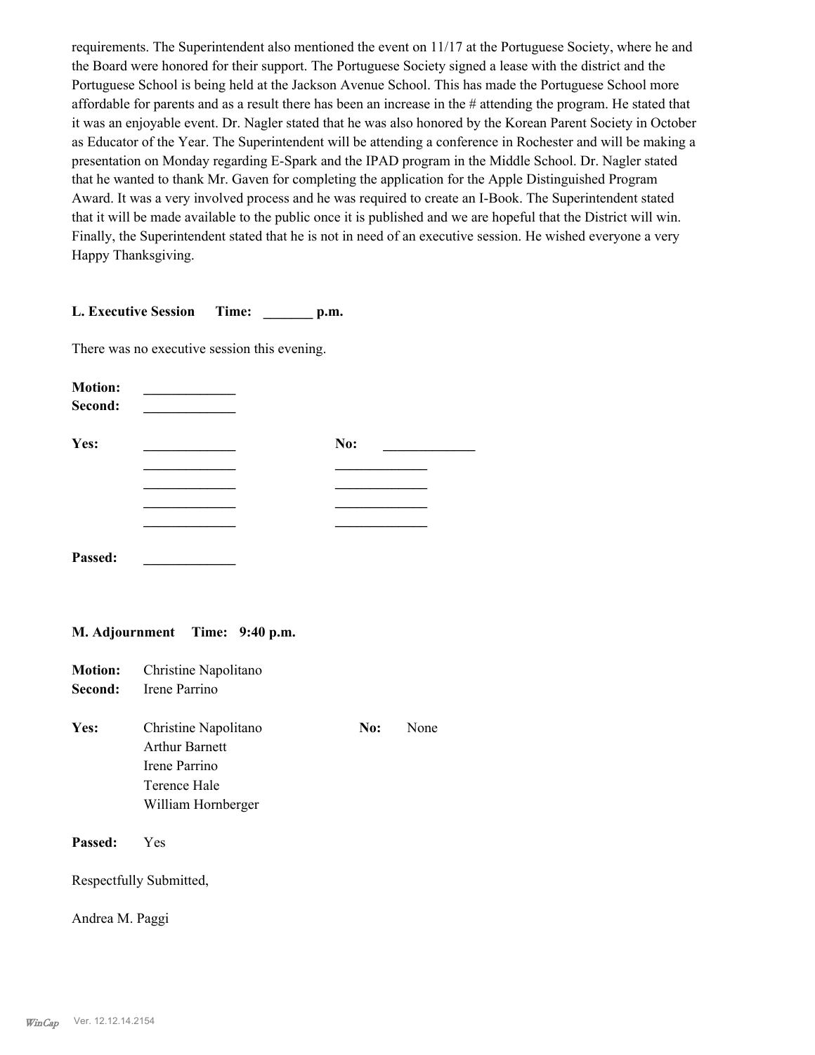requirements. The Superintendent also mentioned the event on 11/17 at the Portuguese Society, where he and the Board were honored for their support. The Portuguese Society signed a lease with the district and the Portuguese School is being held at the Jackson Avenue School. This has made the Portuguese School more affordable for parents and as a result there has been an increase in the # attending the program. He stated that it was an enjoyable event. Dr. Nagler stated that he was also honored by the Korean Parent Society in October as Educator of the Year. The Superintendent will be attending a conference in Rochester and will be making a presentation on Monday regarding E-Spark and the IPAD program in the Middle School. Dr. Nagler stated that he wanted to thank Mr. Gaven for completing the application for the Apple Distinguished Program Award. It was a very involved process and he was required to create an I-Book. The Superintendent stated that it will be made available to the public once it is published and we are hopeful that the District will win. Finally, the Superintendent stated that he is not in need of an executive session. He wished everyone a very Happy Thanksgiving.

**L. Executive Session Time: _______ p.m.**

There was no executive session this evening.

**Motion:** _____________
**Second:** _____________

**Yes:** _____________ **No:** _____________

**Passed:** _____________

**M. Adjournment Time: 9:40 p.m.**

**Motion:** Christine Napolitano
**Second:** Irene Parrino

**Yes:** Christine Napolitano
Arthur Barnett
Irene Parrino
Terence Hale
William Hornberger

**No:** None

**Passed:** Yes

Respectfully Submitted,

Andrea M. Paggi